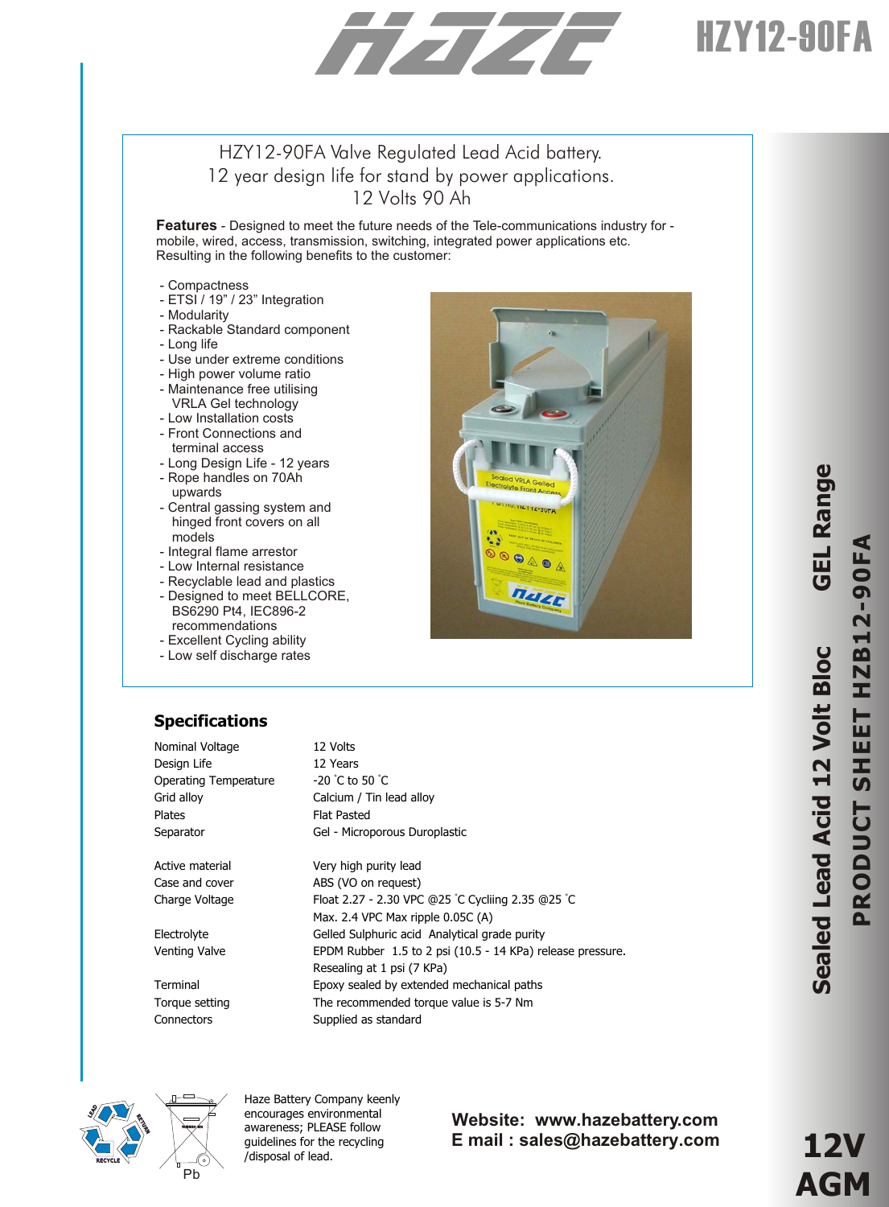# HZY12-90FA

## HZY12-90FA Valve Regulated Lead Acid battery.
## 12 year design life for stand by power applications.
## 12 Volts 90 Ah

**Features** - Designed to meet the future needs of the Tele-communications industry for - mobile, wired, access, transmission, switching, integrated power applications etc. Resulting in the following benefits to the customer:

- Compactness
- ETSI / 19" / 23" Integration
- Modularity
- Rackable Standard component
- Long life
- Use under extreme conditions
- High power volume ratio
- Maintenance free utilising VRLA Gel technology
- Low Installation costs
- Front Connections and terminal access
- Long Design Life - 12 years
- Rope handles on 70Ah upwards
- Central gassing system and hinged front covers on all models
- Integral flame arrestor
- Low Internal resistance
- Recyclable lead and plastics
- Designed to meet BELLCORE, BS6290 Pt4, IEC896-2 recommendations
- Excellent Cycling ability
- Low self discharge rates

## Specifications

| | |
|---|---|
| Nominal Voltage | 12 Volts |
| Design Life | 12 Years |
| Operating Temperature | -20 ˚C to 50 ˚C |
| Grid alloy | Calcium / Tin lead alloy |
| Plates | Flat Pasted |
| Separator | Gel - Microporous Duroplastic |
| Active material | Very high purity lead |
| Case and cover | ABS (VO on request) |
| Charge Voltage | Float 2.27 - 2.30 VPC @25 ˚C Cycliing 2.35 @25 ˚C<br>Max. 2.4 VPC Max ripple 0.05C (A) |
| Electrolyte | Gelled Sulphuric acid Analytical grade purity |
| Venting Valve | EPDM Rubber 1.5 to 2 psi (10.5 - 14 KPa) release pressure.<br>Resealing at 1 psi (7 KPa) |
| Terminal | Epoxy sealed by extended mechanical paths |
| Torque setting | The recommended torque value is 5-7 Nm |
| Connectors | Supplied as standard |

Haze Battery Company keenly encourages environmental awareness; PLEASE follow guidelines for the recycling /disposal of lead.

**Website: www.hazebattery.com**
**E mail : sales@hazebattery.com**

**Sealed Lead Acid 12 Volt Bloc GEL Range**
**PRODUCT SHEET HZB12-90FA**

**12V AGM**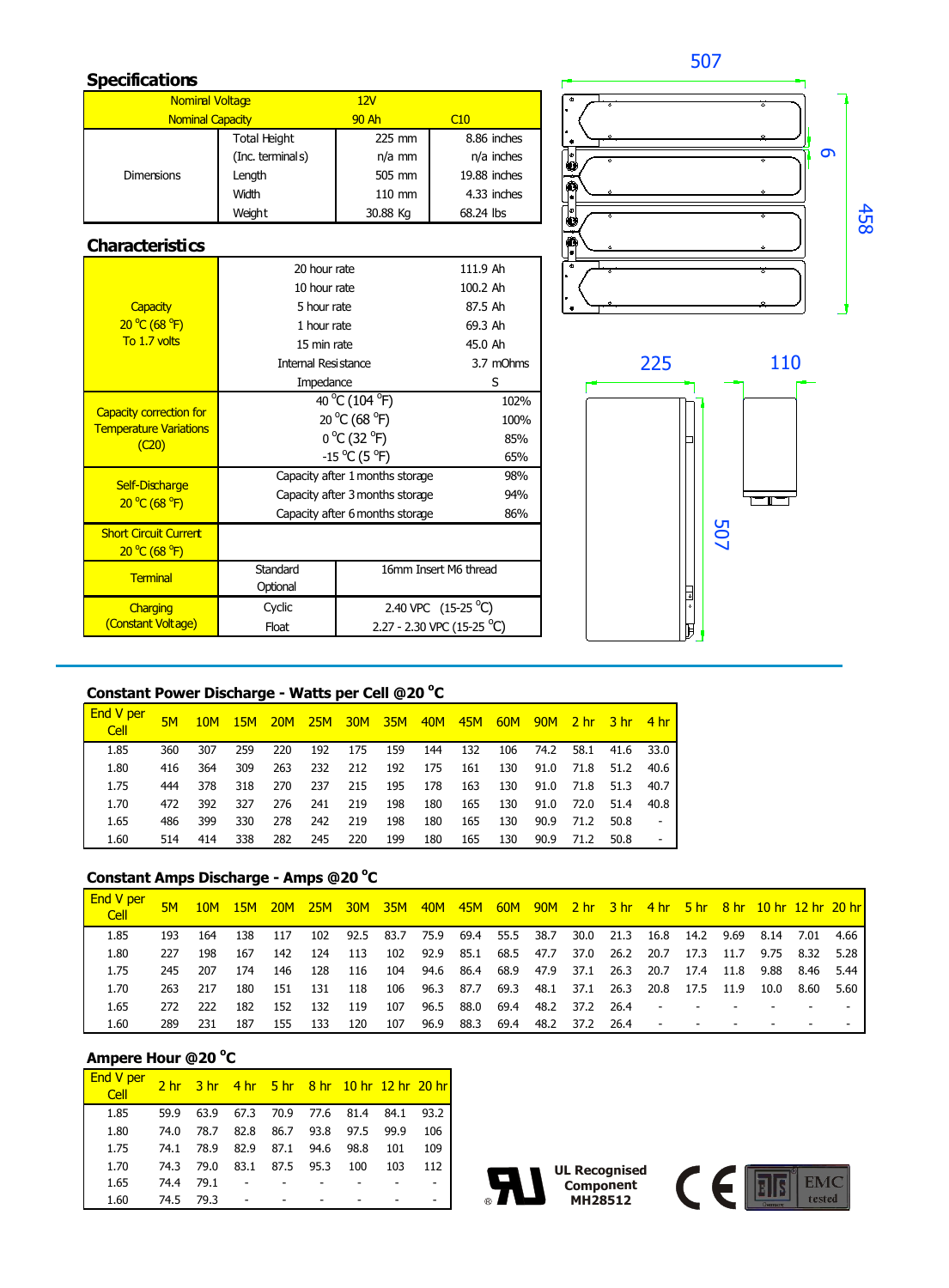## Specifications

| | | | |
|---|---|---|---|
| Nominal Voltage | | 12V | |
| Nominal Capacity | | 90 Ah | C10 |
| Dimensions | Total Height | 225 mm | 8.86 inches |
| | (Inc. terminals) | n/a mm | n/a inches |
| | Length | 505 mm | 19.88 inches |
| | Width | 110 mm | 4.33 inches |
| | Weight | 30.88 Kg | 68.24 lbs |

## Characteristics

| | | |
|---|---|---|
| Capacity 20 °C (68 °F) To 1.7 volts | 20 hour rate | 111.9 Ah |
| | 10 hour rate | 100.2 Ah |
| | 5 hour rate | 87.5 Ah |
| | 1 hour rate | 69.3 Ah |
| | 15 min rate | 45.0 Ah |
| | Internal Resistance | 3.7 mOhms |
| | Impedance | S |
| Capacity correction for Temperature Variations (C20) | 40 °C (104 °F) | 102% |
| | 20 °C (68 °F) | 100% |
| | 0 °C (32 °F) | 85% |
| | -15 °C (5 °F) | 65% |
| Self-Discharge 20 °C (68 °F) | Capacity after 1 months storage | 98% |
| | Capacity after 3 months storage | 94% |
| | Capacity after 6 months storage | 86% |
| Short Circuit Current 20 °C (68 °F) | | |
| Terminal | Standard | 16mm Insert M6 thread |
| | Optional | |
| Charging (Constant Voltage) | Cyclic | 2.40 VPC (15-25 °C) |
| | Float | 2.27 - 2.30 VPC (15-25 °C) |

507

9

458

225

110

507

## Constant Power Discharge - Watts per Cell @20 °C

| End V per Cell | 5M | 10M | 15M | 20M | 25M | 30M | 35M | 40M | 45M | 60M | 90M | 2 hr | 3 hr | 4 hr |
|---|---|---|---|---|---|---|---|---|---|---|---|---|---|---|
| 1.85 | 360 | 307 | 259 | 220 | 192 | 175 | 159 | 144 | 132 | 106 | 74.2 | 58.1 | 41.6 | 33.0 |
| 1.80 | 416 | 364 | 309 | 263 | 232 | 212 | 192 | 175 | 161 | 130 | 91.0 | 71.8 | 51.2 | 40.6 |
| 1.75 | 444 | 378 | 318 | 270 | 237 | 215 | 195 | 178 | 163 | 130 | 91.0 | 71.8 | 51.3 | 40.7 |
| 1.70 | 472 | 392 | 327 | 276 | 241 | 219 | 198 | 180 | 165 | 130 | 91.0 | 72.0 | 51.4 | 40.8 |
| 1.65 | 486 | 399 | 330 | 278 | 242 | 219 | 198 | 180 | 165 | 130 | 90.9 | 71.2 | 50.8 | - |
| 1.60 | 514 | 414 | 338 | 282 | 245 | 220 | 199 | 180 | 165 | 130 | 90.9 | 71.2 | 50.8 | - |

## Constant Amps Discharge - Amps @20 °C

| End V per Cell | 5M | 10M | 15M | 20M | 25M | 30M | 35M | 40M | 45M | 60M | 90M | 2 hr | 3 hr | 4 hr | 5 hr | 8 hr | 10 hr | 12 hr | 20 hr |
|---|---|---|---|---|---|---|---|---|---|---|---|---|---|---|---|---|---|---|---|
| 1.85 | 193 | 164 | 138 | 117 | 102 | 92.5 | 83.7 | 75.9 | 69.4 | 55.5 | 38.7 | 30.0 | 21.3 | 16.8 | 14.2 | 9.69 | 8.14 | 7.01 | 4.66 |
| 1.80 | 227 | 198 | 167 | 142 | 124 | 113 | 102 | 92.9 | 85.1 | 68.5 | 47.7 | 37.0 | 26.2 | 20.7 | 17.3 | 11.7 | 9.75 | 8.32 | 5.28 |
| 1.75 | 245 | 207 | 174 | 146 | 128 | 116 | 104 | 94.6 | 86.4 | 68.9 | 47.9 | 37.1 | 26.3 | 20.7 | 17.4 | 11.8 | 9.88 | 8.46 | 5.44 |
| 1.70 | 263 | 217 | 180 | 151 | 131 | 118 | 106 | 96.3 | 87.7 | 69.3 | 48.1 | 37.1 | 26.3 | 20.8 | 17.5 | 11.9 | 10.0 | 8.60 | 5.60 |
| 1.65 | 272 | 222 | 182 | 152 | 132 | 119 | 107 | 96.5 | 88.0 | 69.4 | 48.2 | 37.2 | 26.4 | - | - | - | - | - | - |
| 1.60 | 289 | 231 | 187 | 155 | 133 | 120 | 107 | 96.9 | 88.3 | 69.4 | 48.2 | 37.2 | 26.4 | - | - | - | - | - | - |

## Ampere Hour @20 °C

| End V per Cell | 2 hr | 3 hr | 4 hr | 5 hr | 8 hr | 10 hr | 12 hr | 20 hr |
|---|---|---|---|---|---|---|---|---|
| 1.85 | 59.9 | 63.9 | 67.3 | 70.9 | 77.6 | 81.4 | 84.1 | 93.2 |
| 1.80 | 74.0 | 78.7 | 82.8 | 86.7 | 93.8 | 97.5 | 99.9 | 106 |
| 1.75 | 74.1 | 78.9 | 82.9 | 87.1 | 94.6 | 98.8 | 101 | 109 |
| 1.70 | 74.3 | 79.0 | 83.1 | 87.5 | 95.3 | 100 | 103 | 112 |
| 1.65 | 74.4 | 79.1 | - | - | - | - | - | - |
| 1.60 | 74.5 | 79.3 | - | - | - | - | - | - |

**UL Recognised Component MH28512**

EMC tested